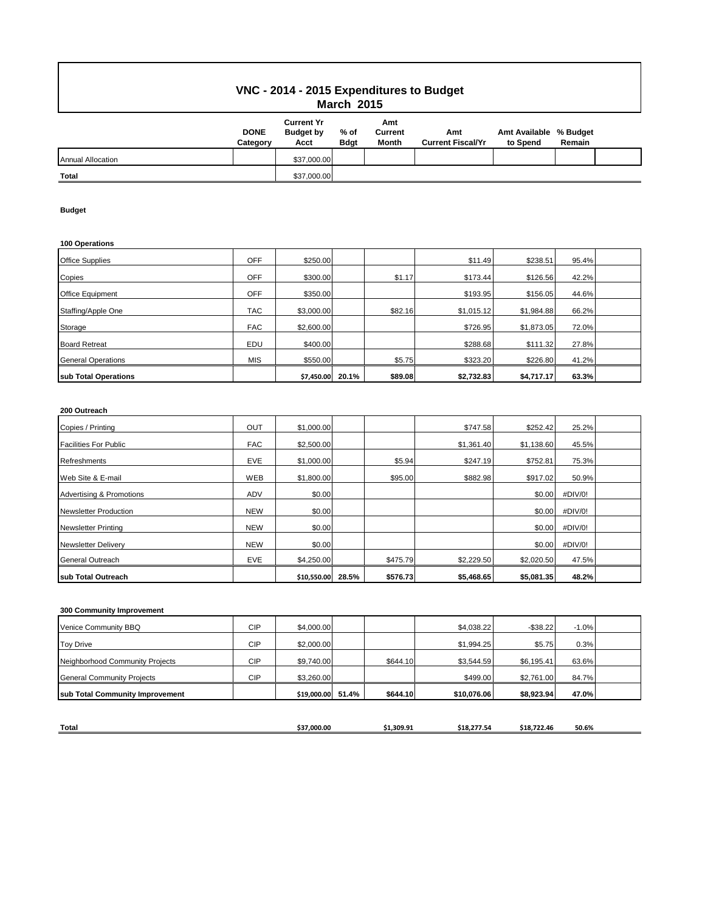# VNC - 2014 - 2015 Expenditures to Budget

## March 2015

| | DONE Category | Current Yr Budget by Acct | % of Bdgt | Amt Current Month | Amt Current Fiscal/Yr | Amt Available to Spend | % Budget Remain |
|---|---|---|---|---|---|---|---|
| Annual Allocation | | $37,000.00 | | | | | |
| **Total** | | $37,000.00 | | | | | |

**Budget**

**100 Operations**

| | DONE Category | Current Yr Budget by Acct | % of Bdgt | Amt Current Month | Amt Current Fiscal/Yr | Amt Available to Spend | % Budget Remain |
|---|---|---|---|---|---|---|---|
| Office Supplies | OFF | $250.00 | | | $11.49 | $238.51 | 95.4% |
| Copies | OFF | $300.00 | | $1.17 | $173.44 | $126.56 | 42.2% |
| Office Equipment | OFF | $350.00 | | | $193.95 | $156.05 | 44.6% |
| Staffing/Apple One | TAC | $3,000.00 | | $82.16 | $1,015.12 | $1,984.88 | 66.2% |
| Storage | FAC | $2,600.00 | | | $726.95 | $1,873.05 | 72.0% |
| Board Retreat | EDU | $400.00 | | | $288.68 | $111.32 | 27.8% |
| General Operations | MIS | $550.00 | | $5.75 | $323.20 | $226.80 | 41.2% |
| **sub Total Operations** | | **$7,450.00** | **20.1%** | **$89.08** | **$2,732.83** | **$4,717.17** | **63.3%** |

**200 Outreach**

| | DONE Category | Current Yr Budget by Acct | % of Bdgt | Amt Current Month | Amt Current Fiscal/Yr | Amt Available to Spend | % Budget Remain |
|---|---|---|---|---|---|---|---|
| Copies / Printing | OUT | $1,000.00 | | | $747.58 | $252.42 | 25.2% |
| Facilities For Public | FAC | $2,500.00 | | | $1,361.40 | $1,138.60 | 45.5% |
| Refreshments | EVE | $1,000.00 | | $5.94 | $247.19 | $752.81 | 75.3% |
| Web Site & E-mail | WEB | $1,800.00 | | $95.00 | $882.98 | $917.02 | 50.9% |
| Advertising & Promotions | ADV | $0.00 | | | | $0.00 | #DIV/0! |
| Newsletter Production | NEW | $0.00 | | | | $0.00 | #DIV/0! |
| Newsletter Printing | NEW | $0.00 | | | | $0.00 | #DIV/0! |
| Newsletter Delivery | NEW | $0.00 | | | | $0.00 | #DIV/0! |
| General Outreach | EVE | $4,250.00 | | $475.79 | $2,229.50 | $2,020.50 | 47.5% |
| **sub Total Outreach** | | **$10,550.00** | **28.5%** | **$576.73** | **$5,468.65** | **$5,081.35** | **48.2%** |

**300 Community Improvement**

| | DONE Category | Current Yr Budget by Acct | % of Bdgt | Amt Current Month | Amt Current Fiscal/Yr | Amt Available to Spend | % Budget Remain |
|---|---|---|---|---|---|---|---|
| Venice Community BBQ | CIP | $4,000.00 | | | $4,038.22 | -$38.22 | -1.0% |
| Toy Drive | CIP | $2,000.00 | | | $1,994.25 | $5.75 | 0.3% |
| Neighborhood Community Projects | CIP | $9,740.00 | | $644.10 | $3,544.59 | $6,195.41 | 63.6% |
| General Community Projects | CIP | $3,260.00 | | | $499.00 | $2,761.00 | 84.7% |
| **sub Total Community Improvement** | | **$19,000.00** | **51.4%** | **$644.10** | **$10,076.06** | **$8,923.94** | **47.0%** |

| | DONE Category | Current Yr Budget by Acct | % of Bdgt | Amt Current Month | Amt Current Fiscal/Yr | Amt Available to Spend | % Budget Remain |
|---|---|---|---|---|---|---|---|
| **Total** | | **$37,000.00** | | **$1,309.91** | **$18,277.54** | **$18,722.46** | **50.6%** |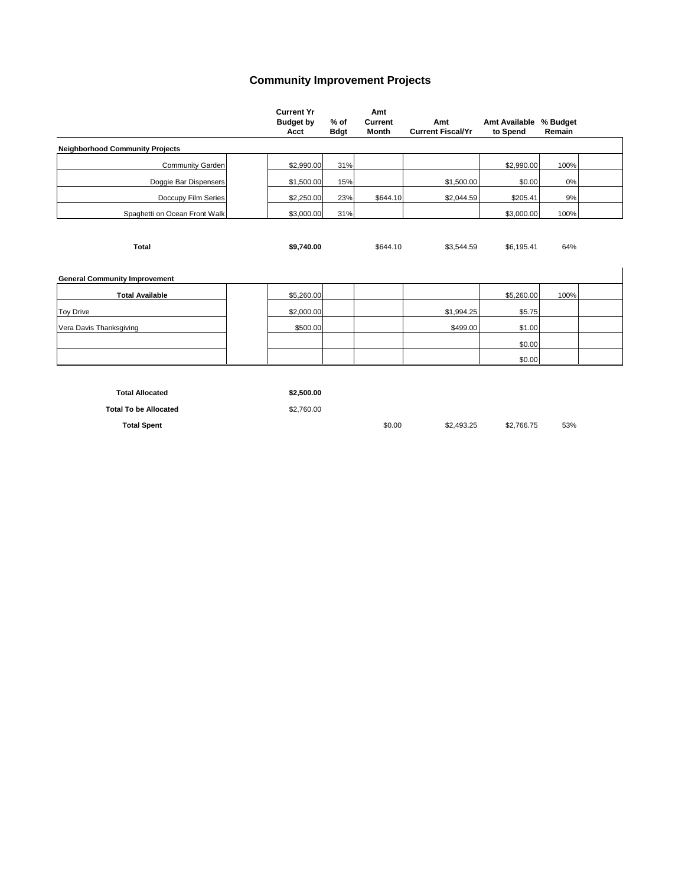# Community Improvement Projects

| | | Current Yr Budget by Acct | % of Bdgt | Amt Current Month | Amt Current Fiscal/Yr | Amt Available to Spend | % Budget Remain | |
|---|---|---|---|---|---|---|---|---|
| **Neighborhood Community Projects** | | | | | | | | |
| Community Garden | | $2,990.00 | 31% | | | $2,990.00 | 100% | |
| Doggie Bar Dispensers | | $1,500.00 | 15% | | $1,500.00 | $0.00 | 0% | |
| Doccupy Film Series | | $2,250.00 | 23% | $644.10 | $2,044.59 | $205.41 | 9% | |
| Spaghetti on Ocean Front Walk | | $3,000.00 | 31% | | | $3,000.00 | 100% | |
| **Total** | | **$9,740.00** | | $644.10 | $3,544.59 | $6,195.41 | 64% | |
| **General Community Improvement** | | | | | | | | |
| **Total Available** | | $5,260.00 | | | | $5,260.00 | 100% | |
| Toy Drive | | $2,000.00 | | | $1,994.25 | $5.75 | | |
| Vera Davis Thanksgiving | | $500.00 | | | $499.00 | $1.00 | | |
| | | | | | | $0.00 | | |
| | | | | | | $0.00 | | |
| **Total Allocated** | | **$2,500.00** | | | | | | |
| **Total To be Allocated** | | $2,760.00 | | | | | | |
| **Total Spent** | | | | $0.00 | $2,493.25 | $2,766.75 | 53% | |